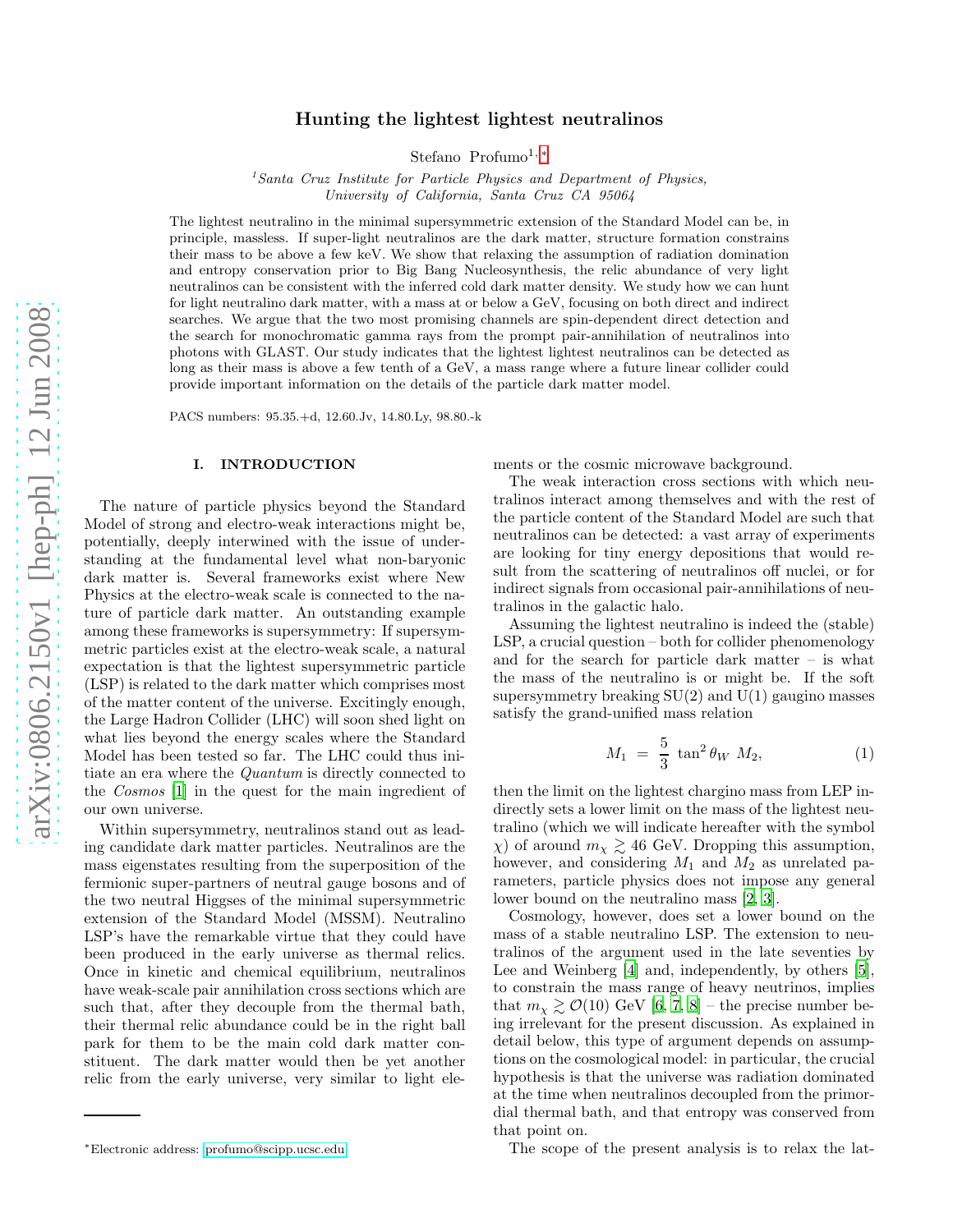# Hunting the lightest lightest neutralinos

Stefano Profumo[1,*]

[1] *Santa Cruz Institute for Particle Physics and Department of Physics, University of California, Santa Cruz CA 95064*

The lightest neutralino in the minimal supersymmetric extension of the Standard Model can be, in principle, massless. If super-light neutralinos are the dark matter, structure formation constrains their mass to be above a few keV. We show that relaxing the assumption of radiation domination and entropy conservation prior to Big Bang Nucleosynthesis, the relic abundance of very light neutralinos can be consistent with the inferred cold dark matter density. We study how we can hunt for light neutralino dark matter, with a mass at or below a GeV, focusing on both direct and indirect searches. We argue that the two most promising channels are spin-dependent direct detection and the search for monochromatic gamma rays from the prompt pair-annihilation of neutralinos into photons with GLAST. Our study indicates that the lightest lightest neutralinos can be detected as long as their mass is above a few tenth of a GeV, a mass range where a future linear collider could provide important information on the details of the particle dark matter model.

PACS numbers: 95.35.+d, 12.60.Jv, 14.80.Ly, 98.80.-k

## I. INTRODUCTION

The nature of particle physics beyond the Standard Model of strong and electro-weak interactions might be, potentially, deeply interwined with the issue of understanding at the fundamental level what non-baryonic dark matter is. Several frameworks exist where New Physics at the electro-weak scale is connected to the nature of particle dark matter. An outstanding example among these frameworks is supersymmetry: If supersymmetric particles exist at the electro-weak scale, a natural expectation is that the lightest supersymmetric particle (LSP) is related to the dark matter which comprises most of the matter content of the universe. Excitingly enough, the Large Hadron Collider (LHC) will soon shed light on what lies beyond the energy scales where the Standard Model has been tested so far. The LHC could thus initiate an era where the *Quantum* is directly connected to the *Cosmos* [1] in the quest for the main ingredient of our own universe.

Within supersymmetry, neutralinos stand out as leading candidate dark matter particles. Neutralinos are the mass eigenstates resulting from the superposition of the fermionic super-partners of neutral gauge bosons and of the two neutral Higgses of the minimal supersymmetric extension of the Standard Model (MSSM). Neutralino LSP's have the remarkable virtue that they could have been produced in the early universe as thermal relics. Once in kinetic and chemical equilibrium, neutralinos have weak-scale pair annihilation cross sections which are such that, after they decouple from the thermal bath, their thermal relic abundance could be in the right ball park for them to be the main cold dark matter constituent. The dark matter would then be yet another relic from the early universe, very similar to light elements or the cosmic microwave background.

The weak interaction cross sections with which neutralinos interact among themselves and with the rest of the particle content of the Standard Model are such that neutralinos can be detected: a vast array of experiments are looking for tiny energy depositions that would result from the scattering of neutralinos off nuclei, or for indirect signals from occasional pair-annihilations of neutralinos in the galactic halo.

Assuming the lightest neutralino is indeed the (stable) LSP, a crucial question – both for collider phenomenology and for the search for particle dark matter – is what the mass of the neutralino is or might be. If the soft supersymmetry breaking SU(2) and U(1) gaugino masses satisfy the grand-unified mass relation

$$M_1 = \frac{5}{3} \tan^2\theta_W \; M_2, \tag{1}$$

then the limit on the lightest chargino mass from LEP indirectly sets a lower limit on the mass of the lightest neutralino (which we will indicate hereafter with the symbol $\chi$) of around $m_\chi \gtrsim 46$ GeV. Dropping this assumption, however, and considering $M_1$ and $M_2$ as unrelated parameters, particle physics does not impose any general lower bound on the neutralino mass [2, 3].

Cosmology, however, does set a lower bound on the mass of a stable neutralino LSP. The extension to neutralinos of the argument used in the late seventies by Lee and Weinberg [4] and, independently, by others [5], to constrain the mass range of heavy neutrinos, implies that $m_\chi \gtrsim \mathcal{O}(10)$ GeV [6, 7, 8] – the precise number being irrelevant for the present discussion. As explained in detail below, this type of argument depends on assumptions on the cosmological model: in particular, the crucial hypothesis is that the universe was radiation dominated at the time when neutralinos decoupled from the primordial thermal bath, and that entropy was conserved from that point on.

The scope of the present analysis is to relax the lat-

*Electronic address: profumo@scipp.ucsc.edu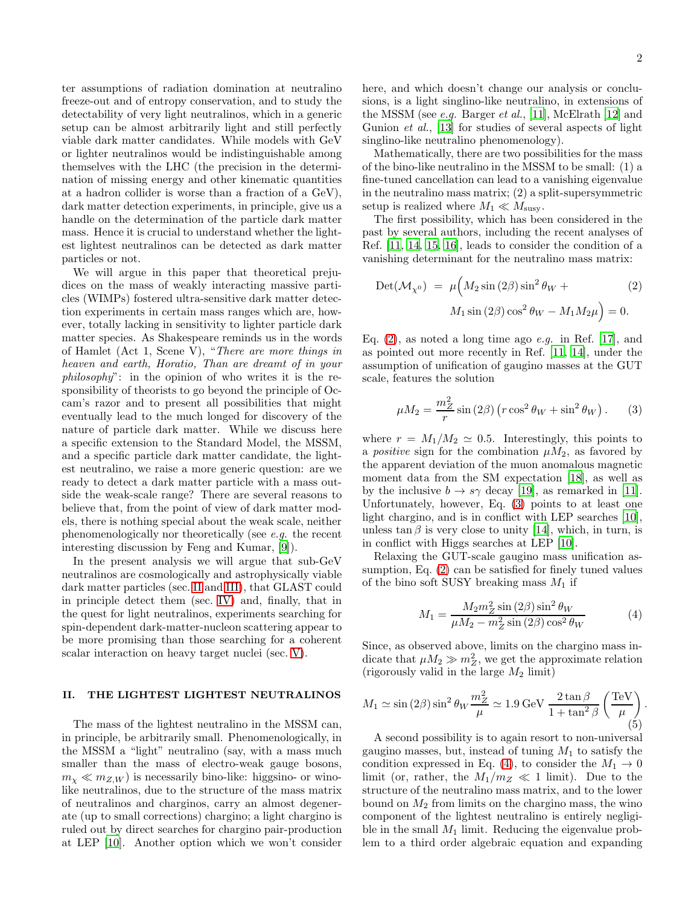ter assumptions of radiation domination at neutralino freeze-out and of entropy conservation, and to study the detectability of very light neutralinos, which in a generic setup can be almost arbitrarily light and still perfectly viable dark matter candidates. While models with GeV or lighter neutralinos would be indistinguishable among themselves with the LHC (the precision in the determination of missing energy and other kinematic quantities at a hadron collider is worse than a fraction of a GeV), dark matter detection experiments, in principle, give us a handle on the determination of the particle dark matter mass. Hence it is crucial to understand whether the lightest lightest neutralinos can be detected as dark matter particles or not.

We will argue in this paper that theoretical prejudices on the mass of weakly interacting massive particles (WIMPs) fostered ultra-sensitive dark matter detection experiments in certain mass ranges which are, however, totally lacking in sensitivity to lighter particle dark matter species. As Shakespeare reminds us in the words of Hamlet (Act 1, Scene V), "*There are more things in heaven and earth, Horatio, Than are dreamt of in your philosophy*": in the opinion of who writes it is the responsibility of theorists to go beyond the principle of Occam's razor and to present all possibilities that might eventually lead to the much longed for discovery of the nature of particle dark matter. While we discuss here a specific extension to the Standard Model, the MSSM, and a specific particle dark matter candidate, the lightest neutralino, we raise a more generic question: are we ready to detect a dark matter particle with a mass outside the weak-scale range? There are several reasons to believe that, from the point of view of dark matter models, there is nothing special about the weak scale, neither phenomenologically nor theoretically (see *e.g.* the recent interesting discussion by Feng and Kumar, [9]).

In the present analysis we will argue that sub-GeV neutralinos are cosmologically and astrophysically viable dark matter particles (sec. II and III), that GLAST could in principle detect them (sec. IV) and, finally, that in the quest for light neutralinos, experiments searching for spin-dependent dark-matter-nucleon scattering appear to be more promising than those searching for a coherent scalar interaction on heavy target nuclei (sec. V).

## II. THE LIGHTEST LIGHTEST NEUTRALINOS

The mass of the lightest neutralino in the MSSM can, in principle, be arbitrarily small. Phenomenologically, in the MSSM a "light" neutralino (say, with a mass much smaller than the mass of electro-weak gauge bosons, $m_\chi \ll m_{Z,W}$) is necessarily bino-like: higgsino- or wino-like neutralinos, due to the structure of the mass matrix of neutralinos and charginos, carry an almost degenerate (up to small corrections) chargino; a light chargino is ruled out by direct searches for chargino pair-production at LEP [10]. Another option which we won't consider here, and which doesn't change our analysis or conclusions, is a light singlino-like neutralino, in extensions of the MSSM (see *e.g.* Barger *et al.*, [11], McElrath [12] and Gunion *et al.*, [13] for studies of several aspects of light singlino-like neutralino phenomenology).

Mathematically, there are two possibilities for the mass of the bino-like neutralino in the MSSM to be small: (1) a fine-tuned cancellation can lead to a vanishing eigenvalue in the neutralino mass matrix; (2) a split-supersymmetric setup is realized where $M_1 \ll M_{\rm susy}$.

The first possibility, which has been considered in the past by several authors, including the recent analyses of Ref. [11, 14, 15, 16], leads to consider the condition of a vanishing determinant for the neutralino mass matrix:

$$
\begin{aligned}
{\rm Det}(\mathcal{M}_{\chi^0}) \;=\; \mu\Big(&M_2 \sin(2\beta)\sin^2\theta_W + \\
&M_1 \sin(2\beta)\cos^2\theta_W - M_1 M_2 \mu\Big) = 0.
\end{aligned}
\tag{2}
$$

Eq. (2), as noted a long time ago *e.g.* in Ref. [17], and as pointed out more recently in Ref. [11, 14], under the assumption of unification of gaugino masses at the GUT scale, features the solution

$$
\mu M_2 = \frac{m_Z^2}{r}\sin(2\beta)\left(r\cos^2\theta_W + \sin^2\theta_W\right). \tag{3}
$$

where $r = M_1/M_2 \simeq 0.5$. Interestingly, this points to a *positive* sign for the combination $\mu M_2$, as favored by the apparent deviation of the muon anomalous magnetic moment data from the SM expectation [18], as well as by the inclusive $b \to s\gamma$ decay [19], as remarked in [11]. Unfortunately, however, Eq. (3) points to at least one light chargino, and is in conflict with LEP searches [10], unless $\tan\beta$ is very close to unity [14], which, in turn, is in conflict with Higgs searches at LEP [10].

Relaxing the GUT-scale gaugino mass unification assumption, Eq. (2) can be satisfied for finely tuned values of the bino soft SUSY breaking mass $M_1$ if

$$
M_1 = \frac{M_2 m_Z^2 \sin(2\beta)\sin^2\theta_W}{\mu M_2 - m_Z^2\sin(2\beta)\cos^2\theta_W} \tag{4}
$$

Since, as observed above, limits on the chargino mass indicate that $\mu M_2 \gg m_Z^2$, we get the approximate relation (rigorously valid in the large $M_2$ limit)

$$
M_1 \simeq \sin(2\beta)\sin^2\theta_W \frac{m_Z^2}{\mu} \simeq 1.9\ {\rm GeV}\ \frac{2\tan\beta}{1+\tan^2\beta}\left(\frac{\rm TeV}{\mu}\right). \tag{5}
$$

A second possibility is to again resort to non-universal gaugino masses, but, instead of tuning $M_1$ to satisfy the condition expressed in Eq. (4), to consider the $M_1 \to 0$ limit (or, rather, the $M_1/m_Z \ll 1$ limit). Due to the structure of the neutralino mass matrix, and to the lower bound on $M_2$ from limits on the chargino mass, the wino component of the lightest neutralino is entirely negligible in the small $M_1$ limit. Reducing the eigenvalue problem to a third order algebraic equation and expanding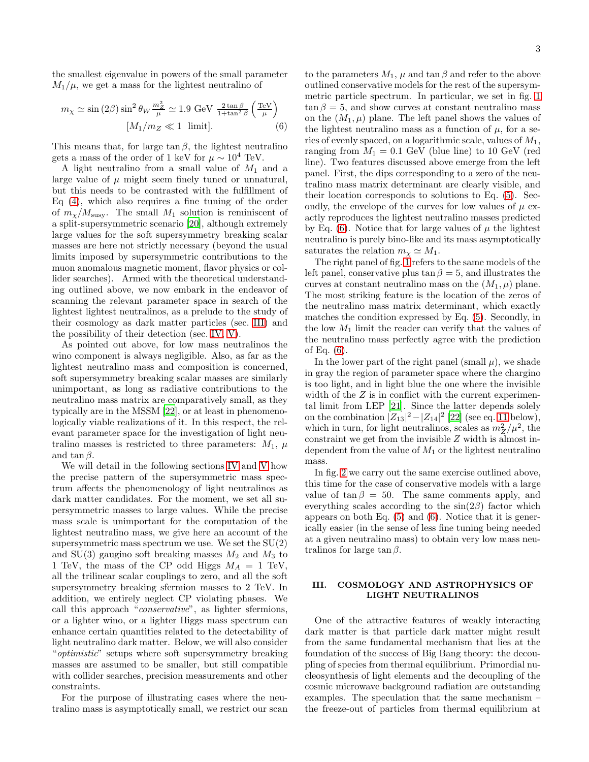the smallest eigenvalue in powers of the small parameter $M_1/\mu$, we get a mass for the lightest neutralino of

$$m_\chi \simeq \sin(2\beta)\sin^2\theta_W \frac{m_Z^2}{\mu} \simeq 1.9 \text{ GeV } \frac{2\tan\beta}{1+\tan^2\beta}\left(\frac{\text{TeV}}{\mu}\right)$$
$$[M_1/m_Z \ll 1 \text{ limit}]. \qquad (6)$$

This means that, for large $\tan\beta$, the lightest neutralino gets a mass of the order of 1 keV for $\mu \sim 10^4$ TeV.

A light neutralino from a small value of $M_1$ and a large value of $\mu$ might seem finely tuned or unnatural, but this needs to be contrasted with the fulfillment of Eq (4), which also requires a fine tuning of the order of $m_\chi/M_{\rm susy}$. The small $M_1$ solution is reminiscent of a split-supersymmetric scenario [20], although extremely large values for the soft supersymmetry breaking scalar masses are here not strictly necessary (beyond the usual limits imposed by supersymmetric contributions to the muon anomalous magnetic moment, flavor physics or collider searches). Armed with the theoretical understanding outlined above, we now embark in the endeavor of scanning the relevant parameter space in search of the lightest lightest neutralinos, as a prelude to the study of their cosmology as dark matter particles (sec. III) and the possibility of their detection (sec. IV, V).

As pointed out above, for low mass neutralinos the wino component is always negligible. Also, as far as the lightest neutralino mass and composition is concerned, soft supersymmetry breaking scalar masses are similarly unimportant, as long as radiative contributions to the neutralino mass matrix are comparatively small, as they typically are in the MSSM [22], or at least in phenomenologically viable realizations of it. In this respect, the relevant parameter space for the investigation of light neutralino masses is restricted to three parameters: $M_1$, $\mu$ and $\tan\beta$.

We will detail in the following sections IV and V how the precise pattern of the supersymmetric mass spectrum affects the phenomenology of light neutralinos as dark matter candidates. For the moment, we set all supersymmetric masses to large values. While the precise mass scale is unimportant for the computation of the lightest neutralino mass, we give here an account of the supersymmetric mass spectrum we use. We set the SU(2) and SU(3) gaugino soft breaking masses $M_2$ and $M_3$ to 1 TeV, the mass of the CP odd Higgs $M_A = 1$ TeV, all the trilinear scalar couplings to zero, and all the soft supersymmetry breaking sfermion masses to 2 TeV. In addition, we entirely neglect CP violating phases. We call this approach "*conservative*", as lighter sfermions, or a lighter wino, or a lighter Higgs mass spectrum can enhance certain quantities related to the detectability of light neutralino dark matter. Below, we will also consider "*optimistic*" setups where soft supersymmetry breaking masses are assumed to be smaller, but still compatible with collider searches, precision measurements and other constraints.

For the purpose of illustrating cases where the neutralino mass is asymptotically small, we restrict our scan to the parameters $M_1$, $\mu$ and $\tan\beta$ and refer to the above outlined conservative models for the rest of the supersymmetric particle spectrum. In particular, we set in fig. 1 $\tan\beta = 5$, and show curves at constant neutralino mass on the $(M_1, \mu)$ plane. The left panel shows the values of the lightest neutralino mass as a function of $\mu$, for a series of evenly spaced, on a logarithmic scale, values of $M_1$, ranging from $M_1 = 0.1$ GeV (blue line) to 10 GeV (red line). Two features discussed above emerge from the left panel. First, the dips corresponding to a zero of the neutralino mass matrix determinant are clearly visible, and their location corresponds to solutions to Eq. (5). Secondly, the envelope of the curves for low values of $\mu$ exactly reproduces the lightest neutralino masses predicted by Eq. (6). Notice that for large values of $\mu$ the lightest neutralino is purely bino-like and its mass asymptotically saturates the relation $m_\chi \simeq M_1$.

The right panel of fig. 1 refers to the same models of the left panel, conservative plus $\tan\beta = 5$, and illustrates the curves at constant neutralino mass on the $(M_1, \mu)$ plane. The most striking feature is the location of the zeros of the neutralino mass matrix determinant, which exactly matches the condition expressed by Eq. (5). Secondly, in the low $M_1$ limit the reader can verify that the values of the neutralino mass perfectly agree with the prediction of Eq. (6).

In the lower part of the right panel (small $\mu$), we shade in gray the region of parameter space where the chargino is too light, and in light blue the one where the invisible width of the $Z$ is in conflict with the current experimental limit from LEP [21]. Since the latter depends solely on the combination $|Z_{13}|^2 - |Z_{14}|^2$ [22] (see eq. 11 below), which in turn, for light neutralinos, scales as $m_Z^2/\mu^2$, the constraint we get from the invisible $Z$ width is almost independent from the value of $M_1$ or the lightest neutralino mass.

In fig. 2 we carry out the same exercise outlined above, this time for the case of conservative models with a large value of $\tan\beta = 50$. The same comments apply, and everything scales according to the $\sin(2\beta)$ factor which appears on both Eq. (5) and (6). Notice that it is generically easier (in the sense of less fine tuning being needed at a given neutralino mass) to obtain very low mass neutralinos for large $\tan\beta$.

## III. COSMOLOGY AND ASTROPHYSICS OF LIGHT NEUTRALINOS

One of the attractive features of weakly interacting dark matter is that particle dark matter might result from the same fundamental mechanism that lies at the foundation of the success of Big Bang theory: the decoupling of species from thermal equilibrium. Primordial nucleosynthesis of light elements and the decoupling of the cosmic microwave background radiation are outstanding examples. The speculation that the same mechanism – the freeze-out of particles from thermal equilibrium at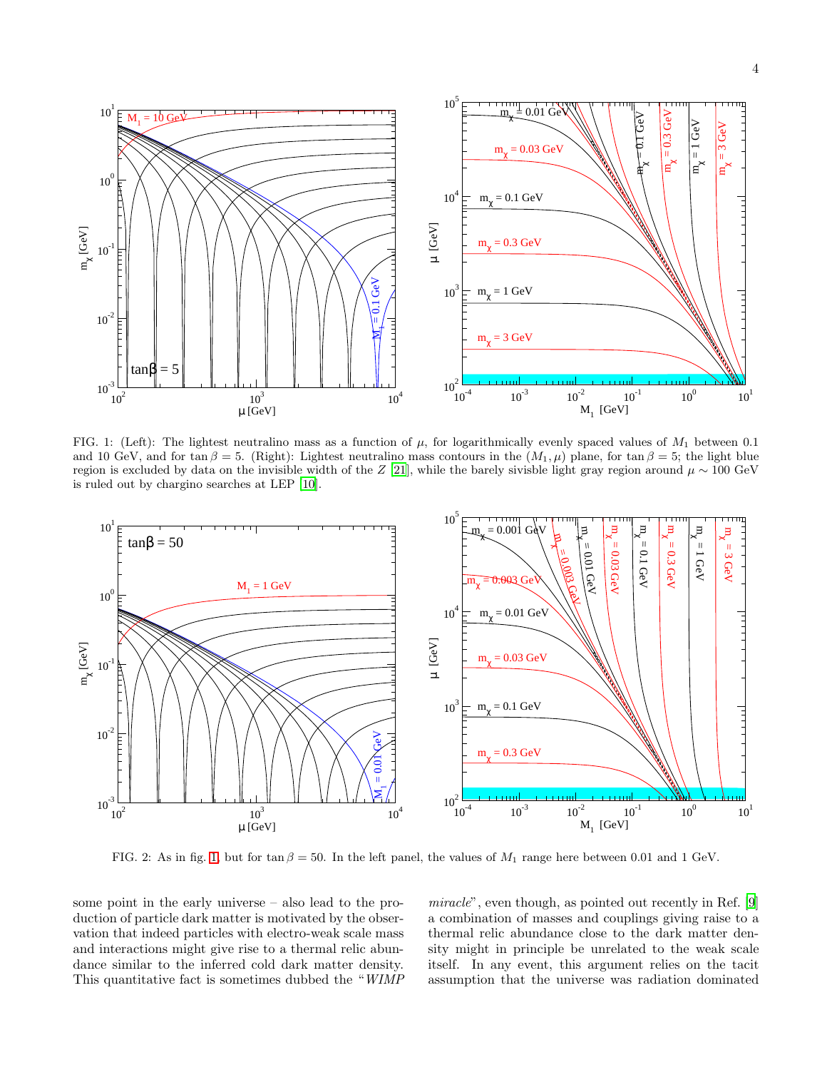FIG. 1: (Left): The lightest neutralino mass as a function of $\mu$, for logarithmically evenly spaced values of $M_1$ between 0.1 and 10 GeV, and for $\tan\beta = 5$. (Right): Lightest neutralino mass contours in the $(M_1, \mu)$ plane, for $\tan\beta = 5$; the light blue region is excluded by data on the invisible width of the $Z$ [21], while the barely sivisble light gray region around $\mu \sim 100$ GeV is ruled out by chargino searches at LEP [10].

FIG. 2: As in fig. 1, but for $\tan\beta = 50$. In the left panel, the values of $M_1$ range here between 0.01 and 1 GeV.

some point in the early universe – also lead to the production of particle dark matter is motivated by the observation that indeed particles with electro-weak scale mass and interactions might give rise to a thermal relic abundance similar to the inferred cold dark matter density. This quantitative fact is sometimes dubbed the "*WIMP miracle*", even though, as pointed out recently in Ref. [9] a combination of masses and couplings giving raise to a thermal relic abundance close to the dark matter density might in principle be unrelated to the weak scale itself. In any event, this argument relies on the tacit assumption that the universe was radiation dominated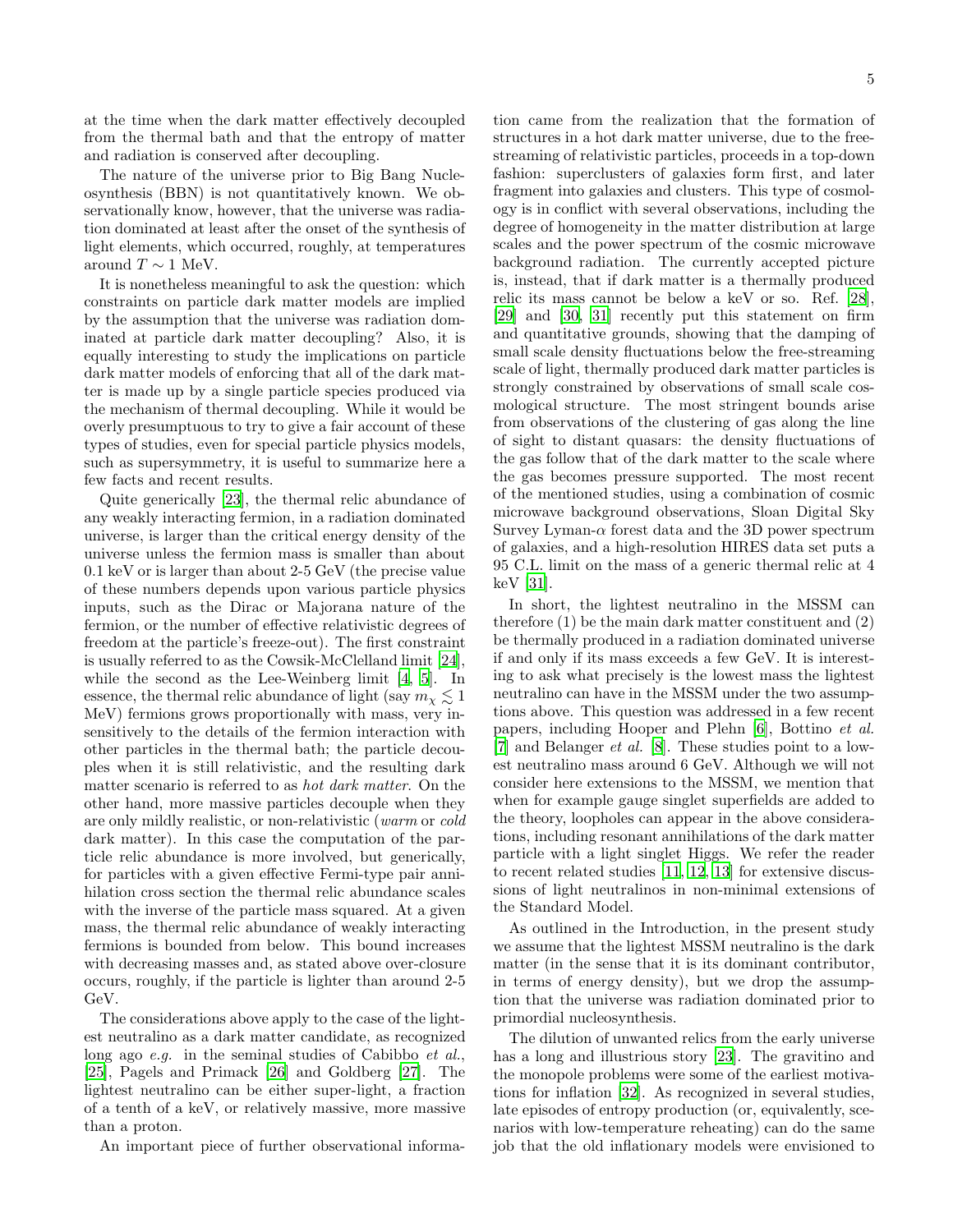at the time when the dark matter effectively decoupled from the thermal bath and that the entropy of matter and radiation is conserved after decoupling.

The nature of the universe prior to Big Bang Nucleosynthesis (BBN) is not quantitatively known. We observationally know, however, that the universe was radiation dominated at least after the onset of the synthesis of light elements, which occurred, roughly, at temperatures around $T \sim 1$ MeV.

It is nonetheless meaningful to ask the question: which constraints on particle dark matter models are implied by the assumption that the universe was radiation dominated at particle dark matter decoupling? Also, it is equally interesting to study the implications on particle dark matter models of enforcing that all of the dark matter is made up by a single particle species produced via the mechanism of thermal decoupling. While it would be overly presumptuous to try to give a fair account of these types of studies, even for special particle physics models, such as supersymmetry, it is useful to summarize here a few facts and recent results.

Quite generically [23], the thermal relic abundance of any weakly interacting fermion, in a radiation dominated universe, is larger than the critical energy density of the universe unless the fermion mass is smaller than about 0.1 keV or is larger than about 2-5 GeV (the precise value of these numbers depends upon various particle physics inputs, such as the Dirac or Majorana nature of the fermion, or the number of effective relativistic degrees of freedom at the particle's freeze-out). The first constraint is usually referred to as the Cowsik-McClelland limit [24], while the second as the Lee-Weinberg limit [4, 5]. In essence, the thermal relic abundance of light (say $m_\chi \lesssim 1$ MeV) fermions grows proportionally with mass, very insensitively to the details of the fermion interaction with other particles in the thermal bath; the particle decouples when it is still relativistic, and the resulting dark matter scenario is referred to as *hot dark matter*. On the other hand, more massive particles decouple when they are only mildly realistic, or non-relativistic (*warm* or *cold* dark matter). In this case the computation of the particle relic abundance is more involved, but generically, for particles with a given effective Fermi-type pair annihilation cross section the thermal relic abundance scales with the inverse of the particle mass squared. At a given mass, the thermal relic abundance of weakly interacting fermions is bounded from below. This bound increases with decreasing masses and, as stated above over-closure occurs, roughly, if the particle is lighter than around 2-5 GeV.

The considerations above apply to the case of the lightest neutralino as a dark matter candidate, as recognized long ago *e.g.* in the seminal studies of Cabibbo *et al.*, [25], Pagels and Primack [26] and Goldberg [27]. The lightest neutralino can be either super-light, a fraction of a tenth of a keV, or relatively massive, more massive than a proton.

An important piece of further observational information came from the realization that the formation of structures in a hot dark matter universe, due to the free-streaming of relativistic particles, proceeds in a top-down fashion: superclusters of galaxies form first, and later fragment into galaxies and clusters. This type of cosmology is in conflict with several observations, including the degree of homogeneity in the matter distribution at large scales and the power spectrum of the cosmic microwave background radiation. The currently accepted picture is, instead, that if dark matter is a thermally produced relic its mass cannot be below a keV or so. Ref. [28], [29] and [30, 31] recently put this statement on firm and quantitative grounds, showing that the damping of small scale density fluctuations below the free-streaming scale of light, thermally produced dark matter particles is strongly constrained by observations of small scale cosmological structure. The most stringent bounds arise from observations of the clustering of gas along the line of sight to distant quasars: the density fluctuations of the gas follow that of the dark matter to the scale where the gas becomes pressure supported. The most recent of the mentioned studies, using a combination of cosmic microwave background observations, Sloan Digital Sky Survey Lyman-$\alpha$ forest data and the 3D power spectrum of galaxies, and a high-resolution HIRES data set puts a 95 C.L. limit on the mass of a generic thermal relic at 4 keV [31].

In short, the lightest neutralino in the MSSM can therefore (1) be the main dark matter constituent and (2) be thermally produced in a radiation dominated universe if and only if its mass exceeds a few GeV. It is interesting to ask what precisely is the lowest mass the lightest neutralino can have in the MSSM under the two assumptions above. This question was addressed in a few recent papers, including Hooper and Plehn [6], Bottino *et al.* [7] and Belanger *et al.* [8]. These studies point to a lowest neutralino mass around 6 GeV. Although we will not consider here extensions to the MSSM, we mention that when for example gauge singlet superfields are added to the theory, loopholes can appear in the above considerations, including resonant annihilations of the dark matter particle with a light singlet Higgs. We refer the reader to recent related studies [11, 12, 13] for extensive discussions of light neutralinos in non-minimal extensions of the Standard Model.

As outlined in the Introduction, in the present study we assume that the lightest MSSM neutralino is the dark matter (in the sense that it is its dominant contributor, in terms of energy density), but we drop the assumption that the universe was radiation dominated prior to primordial nucleosynthesis.

The dilution of unwanted relics from the early universe has a long and illustrious story [23]. The gravitino and the monopole problems were some of the earliest motivations for inflation [32]. As recognized in several studies, late episodes of entropy production (or, equivalently, scenarios with low-temperature reheating) can do the same job that the old inflationary models were envisioned to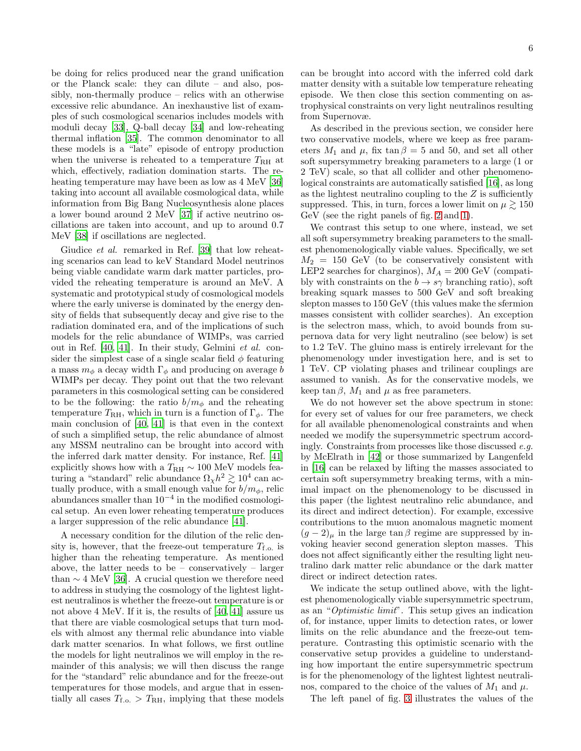be doing for relics produced near the grand unification or the Planck scale: they can dilute – and also, possibly, non-thermally produce – relics with an otherwise excessive relic abundance. An inexhaustive list of examples of such cosmological scenarios includes models with moduli decay [33], Q-ball decay [34] and low-reheating thermal inflation [35]. The common denominator to all these models is a "late" episode of entropy production when the universe is reheated to a temperature $T_{\rm RH}$ at which, effectively, radiation domination starts. The reheating temperature may have been as low as 4 MeV [36] taking into account all available cosmological data, while information from Big Bang Nucleosynthesis alone places a lower bound around 2 MeV [37] if active neutrino oscillations are taken into account, and up to around 0.7 MeV [38] if oscillations are neglected.

Giudice *et al.* remarked in Ref. [39] that low reheating scenarios can lead to keV Standard Model neutrinos being viable candidate warm dark matter particles, provided the reheating temperature is around an MeV. A systematic and prototypical study of cosmological models where the early universe is dominated by the energy density of fields that subsequently decay and give rise to the radiation dominated era, and of the implications of such models for the relic abundance of WIMPs, was carried out in Ref. [40, 41]. In their study, Gelmini *et al.* consider the simplest case of a single scalar field $\phi$ featuring a mass $m_\phi$ a decay width $\Gamma_\phi$ and producing on average $b$ WIMPs per decay. They point out that the two relevant parameters in this cosmological setting can be considered to be the following: the ratio $b/m_\phi$ and the reheating temperature $T_{\rm RH}$, which in turn is a function of $\Gamma_\phi$. The main conclusion of [40, 41] is that even in the context of such a simplified setup, the relic abundance of almost any MSSM neutralino can be brought into accord with the inferred dark matter density. For instance, Ref. [41] explicitly shows how with a $T_{\rm RH} \sim 100$ MeV models featuring a "standard" relic abundance $\Omega_\chi h^2 \gtrsim 10^4$ can actually produce, with a small enough value for $b/m_\phi$, relic abundances smaller than $10^{-4}$ in the modified cosmological setup. An even lower reheating temperature produces a larger suppression of the relic abundance [41].

A necessary condition for the dilution of the relic density is, however, that the freeze-out temperature $T_{\rm f.o.}$ is higher than the reheating temperature. As mentioned above, the latter needs to be – conservatively – larger than $\sim 4$ MeV [36]. A crucial question we therefore need to address in studying the cosmology of the lightest lightest neutralinos is whether the freeze-out temperature is or not above 4 MeV. If it is, the results of [40, 41] assure us that there are viable cosmological setups that turn models with almost any thermal relic abundance into viable dark matter scenarios. In what follows, we first outline the models for light neutralinos we will employ in the remainder of this analysis; we will then discuss the range for the "standard" relic abundance and for the freeze-out temperatures for those models, and argue that in essentially all cases $T_{\rm f.o.} > T_{\rm RH}$, implying that these models can be brought into accord with the inferred cold dark matter density with a suitable low temperature reheating episode. We then close this section commenting on astrophysical constraints on very light neutralinos resulting from Supernovæ.

As described in the previous section, we consider here two conservative models, where we keep as free parameters $M_1$ and $\mu$, fix $\tan\beta = 5$ and 50, and set all other soft supersymmetry breaking parameters to a large (1 or 2 TeV) scale, so that all collider and other phenomenological constraints are automatically satisfied [16], as long as the lightest neutralino coupling to the $Z$ is sufficiently suppressed. This, in turn, forces a lower limit on $\mu \gtrsim 150$ GeV (see the right panels of fig. 2 and 1).

We contrast this setup to one where, instead, we set all soft supersymmetry breaking parameters to the smallest phenomenologically viable values. Specifically, we set $M_2 = 150$ GeV (to be conservatively consistent with LEP2 searches for charginos), $M_A = 200$ GeV (compatibly with constraints on the $b \to s\gamma$ branching ratio), soft breaking squark masses to 500 GeV and soft breaking slepton masses to 150 GeV (this values make the sfermion masses consistent with collider searches). An exception is the selectron mass, which, to avoid bounds from supernova data for very light neutralino (see below) is set to 1.2 TeV. The gluino mass is entirely irrelevant for the phenomenology under investigation here, and is set to 1 TeV. CP violating phases and trilinear couplings are assumed to vanish. As for the conservative models, we keep $\tan\beta$, $M_1$ and $\mu$ as free parameters.

We do not however set the above spectrum in stone: for every set of values for our free parameters, we check for all available phenomenological constraints and when needed we modify the supersymmetric spectrum accordingly. Constraints from processes like those discussed *e.g.* by McElrath in [42] or those summarized by Langenfeld in [16] can be relaxed by lifting the masses associated to certain soft supersymmetry breaking terms, with a minimal impact on the phenomenology to be discussed in this paper (the lightest neutralino relic abundance, and its direct and indirect detection). For example, excessive contributions to the muon anomalous magnetic moment $(g-2)_\mu$ in the large $\tan\beta$ regime are suppressed by invoking heavier second generation slepton masses. This does not affect significantly either the resulting light neutralino dark matter relic abundance or the dark matter direct or indirect detection rates.

We indicate the setup outlined above, with the lightest phenomenologically viable supersymmetric spectrum, as an "*Optimistic limit*". This setup gives an indication of, for instance, upper limits to detection rates, or lower limits on the relic abundance and the freeze-out temperature. Contrasting this optimistic scenario with the conservative setup provides a guideline to understanding how important the entire supersymmetric spectrum is for the phenomenology of the lightest lightest neutralinos, compared to the choice of the values of $M_1$ and $\mu$.

The left panel of fig. 3 illustrates the values of the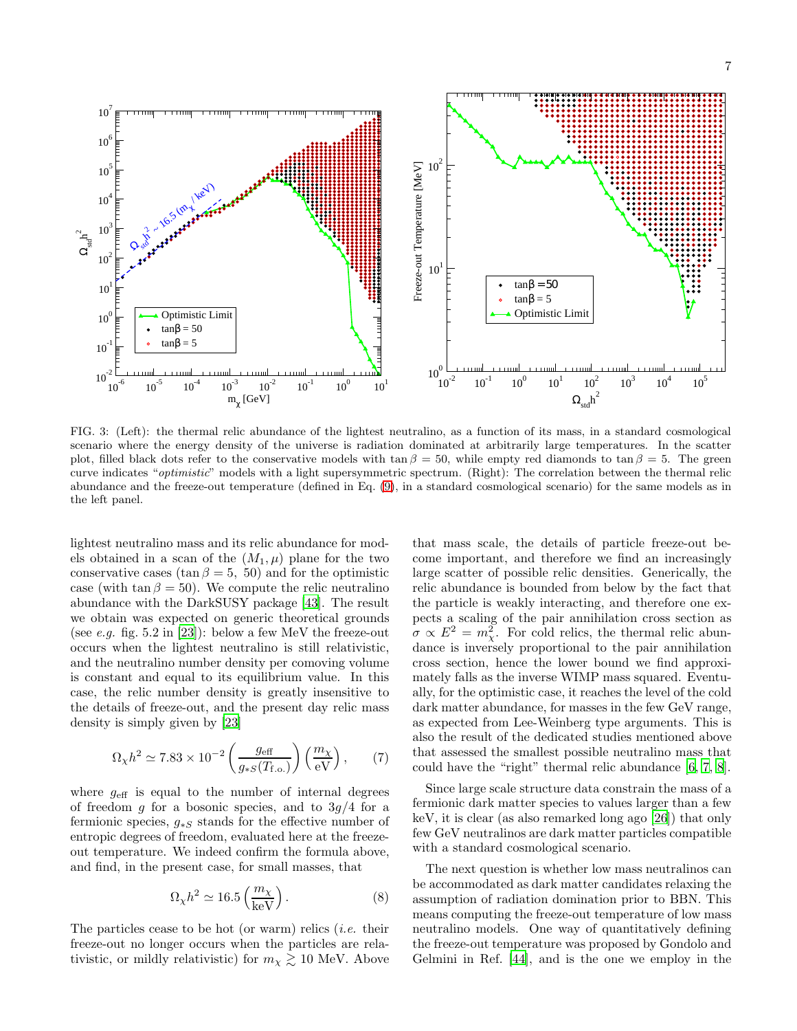FIG. 3: (Left): the thermal relic abundance of the lightest neutralino, as a function of its mass, in a standard cosmological scenario where the energy density of the universe is radiation dominated at arbitrarily large temperatures. In the scatter plot, filled black dots refer to the conservative models with $\tan\beta = 50$, while empty red diamonds to $\tan\beta = 5$. The green curve indicates "*optimistic*" models with a light supersymmetric spectrum. (Right): The correlation between the thermal relic abundance and the freeze-out temperature (defined in Eq. (9), in a standard cosmological scenario) for the same models as in the left panel.

lightest neutralino mass and its relic abundance for models obtained in a scan of the $(M_1, \mu)$ plane for the two conservative cases ($\tan\beta = 5$, 50) and for the optimistic case (with $\tan\beta = 50$). We compute the relic neutralino abundance with the DarkSUSY package [43]. The result we obtain was expected on generic theoretical grounds (see *e.g.* fig. 5.2 in [23]): below a few MeV the freeze-out occurs when the lightest neutralino is still relativistic, and the neutralino number density per comoving volume is constant and equal to its equilibrium value. In this case, the relic number density is greatly insensitive to the details of freeze-out, and the present day relic mass density is simply given by [23]

$$\Omega_\chi h^2 \simeq 7.83 \times 10^{-2} \left(\frac{g_{\rm eff}}{g_{*S}(T_{\rm f.o.})}\right)\left(\frac{m_\chi}{\rm eV}\right), \qquad (7)$$

where $g_{\rm eff}$ is equal to the number of internal degrees of freedom $g$ for a bosonic species, and to $3g/4$ for a fermionic species, $g_{*S}$ stands for the effective number of entropic degrees of freedom, evaluated here at the freeze-out temperature. We indeed confirm the formula above, and find, in the present case, for small masses, that

$$\Omega_\chi h^2 \simeq 16.5 \left(\frac{m_\chi}{\rm keV}\right). \qquad (8)$$

The particles cease to be hot (or warm) relics (*i.e.* their freeze-out no longer occurs when the particles are relativistic, or mildly relativistic) for $m_\chi \gtrsim 10$ MeV. Above that mass scale, the details of particle freeze-out become important, and therefore we find an increasingly large scatter of possible relic densities. Generically, the relic abundance is bounded from below by the fact that the particle is weakly interacting, and therefore one expects a scaling of the pair annihilation cross section as $\sigma \propto E^2 = m_\chi^2$. For cold relics, the thermal relic abundance is inversely proportional to the pair annihilation cross section, hence the lower bound we find approximately falls as the inverse WIMP mass squared. Eventually, for the optimistic case, it reaches the level of the cold dark matter abundance, for masses in the few GeV range, as expected from Lee-Weinberg type arguments. This is also the result of the dedicated studies mentioned above that assessed the smallest possible neutralino mass that could have the "right" thermal relic abundance [6, 7, 8].

Since large scale structure data constrain the mass of a fermionic dark matter species to values larger than a few keV, it is clear (as also remarked long ago [26]) that only few GeV neutralinos are dark matter particles compatible with a standard cosmological scenario.

The next question is whether low mass neutralinos can be accommodated as dark matter candidates relaxing the assumption of radiation domination prior to BBN. This means computing the freeze-out temperature of low mass neutralino models. One way of quantitatively defining the freeze-out temperature was proposed by Gondolo and Gelmini in Ref. [44], and is the one we employ in the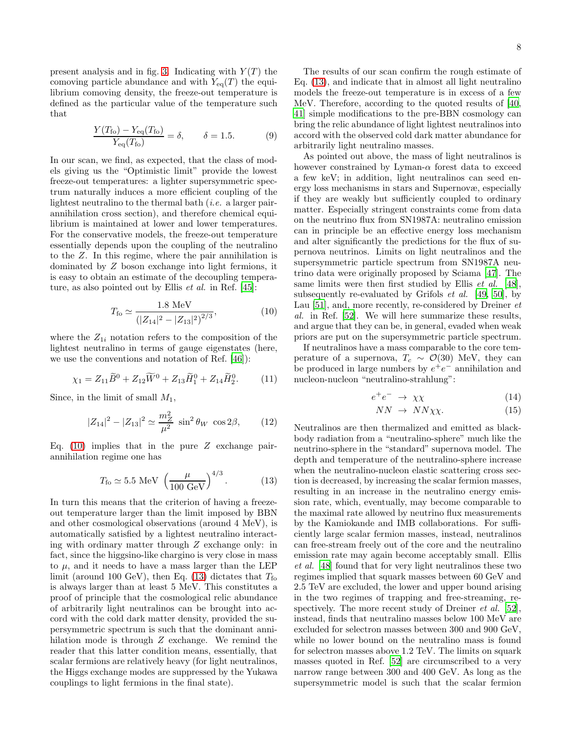present analysis and in fig. 3. Indicating with $Y(T)$ the comoving particle abundance and with $Y_{\rm eq}(T)$ the equilibrium comoving density, the freeze-out temperature is defined as the particular value of the temperature such that

$$\frac{Y(T_{\rm fo})-Y_{\rm eq}(T_{\rm fo})}{Y_{\rm eq}(T_{\rm fo})}=\delta, \qquad \delta=1.5. \tag{9}$$

In our scan, we find, as expected, that the class of models giving us the "Optimistic limit" provide the lowest freeze-out temperatures: a lighter supersymmetric spectrum naturally induces a more efficient coupling of the lightest neutralino to the thermal bath (*i.e.* a larger pair-annihilation cross section), and therefore chemical equilibrium is maintained at lower and lower temperatures. For the conservative models, the freeze-out temperature essentially depends upon the coupling of the neutralino to the $Z$. In this regime, where the pair annihilation is dominated by $Z$ boson exchange into light fermions, it is easy to obtain an estimate of the decoupling temperature, as also pointed out by Ellis *et al.* in Ref. [45]:

$$T_{\rm fo}\simeq\frac{1.8\ {\rm MeV}}{\left(|Z_{14}|^2-|Z_{13}|^2\right)^{2/3}}, \tag{10}$$

where the $Z_{1i}$ notation refers to the composition of the lightest neutralino in terms of gauge eigenstates (here, we use the conventions and notation of Ref. [46]):

$$\chi_1=Z_{11}\widetilde{B}^0+Z_{12}\widetilde{W}^0+Z_{13}\widetilde{H}_1^0+Z_{14}\widetilde{H}_2^0. \tag{11}$$

Since, in the limit of small $M_1$,

$$|Z_{14}|^2-|Z_{13}|^2\simeq\frac{m_Z^2}{\mu^2}\ \sin^2\theta_W\ \cos2\beta, \tag{12}$$

Eq. (10) implies that in the pure $Z$ exchange pair-annihilation regime one has

$$T_{\rm fo}\simeq 5.5\ {\rm MeV}\ \left(\frac{\mu}{100\ {\rm GeV}}\right)^{4/3}. \tag{13}$$

In turn this means that the criterion of having a freeze-out temperature larger than the limit imposed by BBN and other cosmological observations (around 4 MeV), is automatically satisfied by a lightest neutralino interacting with ordinary matter through $Z$ exchange only: in fact, since the higgsino-like chargino is very close in mass to $\mu$, and it needs to have a mass larger than the LEP limit (around 100 GeV), then Eq. (13) dictates that $T_{\rm fo}$ is always larger than at least 5 MeV. This constitutes a proof of principle that the cosmological relic abundance of arbitrarily light neutralinos can be brought into accord with the cold dark matter density, provided the supersymmetric spectrum is such that the dominant annihilation mode is through $Z$ exchange. We remind the reader that this latter condition means, essentially, that scalar fermions are relatively heavy (for light neutralinos, the Higgs exchange modes are suppressed by the Yukawa couplings to light fermions in the final state).

The results of our scan confirm the rough estimate of Eq. (13), and indicate that in almost all light neutralino models the freeze-out temperature is in excess of a few MeV. Therefore, according to the quoted results of [40, 41] simple modifications to the pre-BBN cosmology can bring the relic abundance of light lightest neutralinos into accord with the observed cold dark matter abundance for arbitrarily light neutralino masses.

As pointed out above, the mass of light neutralinos is however constrained by Lyman-$\alpha$ forest data to exceed a few keV; in addition, light neutralinos can seed energy loss mechanisms in stars and Supernovæ, especially if they are weakly but sufficiently coupled to ordinary matter. Especially stringent constraints come from data on the neutrino flux from SN1987A: neutralino emission can in principle be an effective energy loss mechanism and alter significantly the predictions for the flux of supernova neutrinos. Limits on light neutralinos and the supersymmetric particle spectrum from SN1987A neutrino data were originally proposed by Sciama [47]. The same limits were then first studied by Ellis *et al.* [48], subsequently re-evaluated by Grifols *et al.* [49, 50], by Lau [51], and, more recently, re-considered by Dreiner *et al.* in Ref. [52]. We will here summarize these results, and argue that they can be, in general, evaded when weak priors are put on the supersymmetric particle spectrum.

If neutralinos have a mass comparable to the core temperature of a supernova, $T_c\sim\mathcal{O}(30)$ MeV, they can be produced in large numbers by $e^+e^-$ annihilation and nucleon-nucleon "neutralino-strahlung":

$$e^+e^-\ \rightarrow\ \chi\chi \tag{14}$$

$$NN\ \rightarrow\ NN\chi\chi. \tag{15}$$

Neutralinos are then thermalized and emitted as black-body radiation from a "neutralino-sphere" much like the neutrino-sphere in the "standard" supernova model. The depth and temperature of the neutralino-sphere increase when the neutralino-nucleon elastic scattering cross section is decreased, by increasing the scalar fermion masses, resulting in an increase in the neutralino energy emission rate, which, eventually, may become comparable to the maximal rate allowed by neutrino flux measurements by the Kamiokande and IMB collaborations. For sufficiently large scalar fermion masses, instead, neutralinos can free-stream freely out of the core and the neutralino emission rate may again become acceptably small. Ellis *et al.* [48] found that for very light neutralinos these two regimes implied that squark masses between 60 GeV and 2.5 TeV are excluded, the lower and upper bound arising in the two regimes of trapping and free-streaming, respectively. The more recent study of Dreiner *et al.* [52], instead, finds that neutralino masses below 100 MeV are excluded for selectron masses between 300 and 900 GeV, while no lower bound on the neutralino mass is found for selectron masses above 1.2 TeV. The limits on squark masses quoted in Ref. [52] are circumscribed to a very narrow range between 300 and 400 GeV. As long as the supersymmetric model is such that the scalar fermion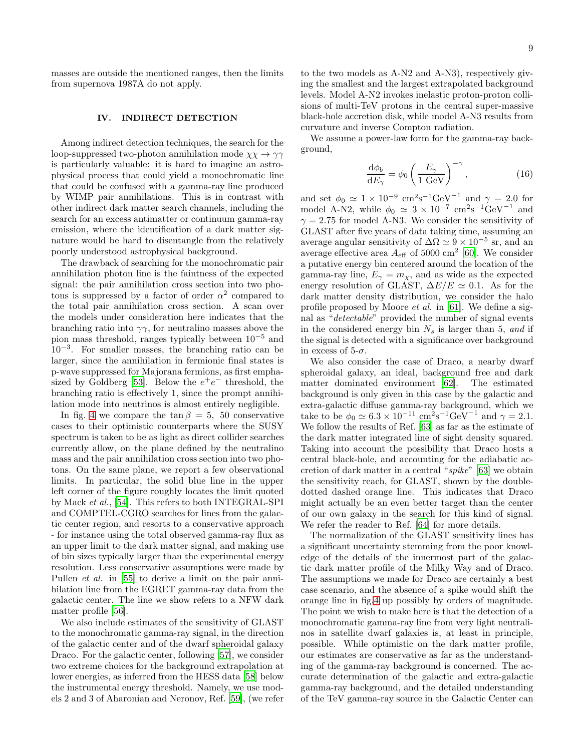masses are outside the mentioned ranges, then the limits from supernova 1987A do not apply.

## IV. INDIRECT DETECTION

Among indirect detection techniques, the search for the loop-suppressed two-photon annihilation mode $\chi\chi \to \gamma\gamma$ is particularly valuable: it is hard to imagine an astrophysical process that could yield a monochromatic line that could be confused with a gamma-ray line produced by WIMP pair annihilations. This is in contrast with other indirect dark matter search channels, including the search for an excess antimatter or continuum gamma-ray emission, where the identification of a dark matter signature would be hard to disentangle from the relatively poorly understood astrophysical background.

The drawback of searching for the monochromatic pair annihilation photon line is the faintness of the expected signal: the pair annihilation cross section into two photons is suppressed by a factor of order $\alpha^2$ compared to the total pair annihilation cross section. A scan over the models under consideration here indicates that the branching ratio into $\gamma\gamma$, for neutralino masses above the pion mass threshold, ranges typically between $10^{-5}$ and $10^{-3}$. For smaller masses, the branching ratio can be larger, since the annihilation in fermionic final states is p-wave suppressed for Majorana fermions, as first emphasized by Goldberg [53]. Below the $e^+e^-$ threshold, the branching ratio is effectively 1, since the prompt annihilation mode into neutrinos is almost entirely negligible.

In fig. 4 we compare the $\tan\beta = 5$, 50 conservative cases to their optimistic counterparts where the SUSY spectrum is taken to be as light as direct collider searches currently allow, on the plane defined by the neutralino mass and the pair annihilation cross section into two photons. On the same plane, we report a few observational limits. In particular, the solid blue line in the upper left corner of the figure roughly locates the limit quoted by Mack *et al.*, [54]. This refers to both INTEGRAL-SPI and COMPTEL-CGRO searches for lines from the galactic center region, and resorts to a conservative approach - for instance using the total observed gamma-ray flux as an upper limit to the dark matter signal, and making use of bin sizes typically larger than the experimental energy resolution. Less conservative assumptions were made by Pullen *et al.* in [55] to derive a limit on the pair annihilation line from the EGRET gamma-ray data from the galactic center. The line we show refers to a NFW dark matter profile [56].

We also include estimates of the sensitivity of GLAST to the monochromatic gamma-ray signal, in the direction of the galactic center and of the dwarf spheroidal galaxy Draco. For the galactic center, following [57], we consider two extreme choices for the background extrapolation at lower energies, as inferred from the HESS data [58] below the instrumental energy threshold. Namely, we use models 2 and 3 of Aharonian and Neronov, Ref. [59], (we refer to the two models as A-N2 and A-N3), respectively giving the smallest and the largest extrapolated background levels. Model A-N2 invokes inelastic proton-proton collisions of multi-TeV protons in the central super-massive black-hole accretion disk, while model A-N3 results from curvature and inverse Compton radiation.

We assume a power-law form for the gamma-ray background,

$$\frac{\mathrm{d}\phi_b}{\mathrm{d}E_\gamma} = \phi_0 \left( \frac{E_\gamma}{1\ \mathrm{GeV}} \right)^{-\gamma}, \tag{16}$$

and set $\phi_0 \simeq 1 \times 10^{-9}$ cm$^2$s$^{-1}$GeV$^{-1}$ and $\gamma = 2.0$ for model A-N2, while $\phi_0 \simeq 3 \times 10^{-7}$ cm$^2$s$^{-1}$GeV$^{-1}$ and $\gamma = 2.75$ for model A-N3. We consider the sensitivity of GLAST after five years of data taking time, assuming an average angular sensitivity of $\Delta\Omega \simeq 9 \times 10^{-5}$ sr, and an average effective area $A_{\rm eff}$ of 5000 cm$^2$ [60]. We consider a putative energy bin centered around the location of the gamma-ray line, $E_\gamma = m_\chi$, and as wide as the expected energy resolution of GLAST, $\Delta E/E \simeq 0.1$. As for the dark matter density distribution, we consider the halo profile proposed by Moore *et al.* in [61]. We define a signal as "*detectable*" provided the number of signal events in the considered energy bin $N_s$ is larger than 5, *and* if the signal is detected with a significance over background in excess of 5-$\sigma$.

We also consider the case of Draco, a nearby dwarf spheroidal galaxy, an ideal, background free and dark matter dominated environment [62]. The estimated background is only given in this case by the galactic and extra-galactic diffuse gamma-ray background, which we take to be $\phi_0 \simeq 6.3 \times 10^{-11}$ cm$^2$s$^{-1}$GeV$^{-1}$ and $\gamma = 2.1$. We follow the results of Ref. [63] as far as the estimate of the dark matter integrated line of sight density squared. Taking into account the possibility that Draco hosts a central black-hole, and accounting for the adiabatic accretion of dark matter in a central "*spike*" [63] we obtain the sensitivity reach, for GLAST, shown by the double-dotted dashed orange line. This indicates that Draco might actually be an even better target than the center of our own galaxy in the search for this kind of signal. We refer the reader to Ref. [64] for more details.

The normalization of the GLAST sensitivity lines has a significant uncertainty stemming from the poor knowledge of the details of the innermost part of the galactic dark matter profile of the Milky Way and of Draco. The assumptions we made for Draco are certainly a best case scenario, and the absence of a spike would shift the orange line in fig.4 up possibly by orders of magnitude. The point we wish to make here is that the detection of a monochromatic gamma-ray line from very light neutralinos in satellite dwarf galaxies is, at least in principle, possible. While optimistic on the dark matter profile, our estimates are conservative as far as the understanding of the gamma-ray background is concerned. The accurate determination of the galactic and extra-galactic gamma-ray background, and the detailed understanding of the TeV gamma-ray source in the Galactic Center can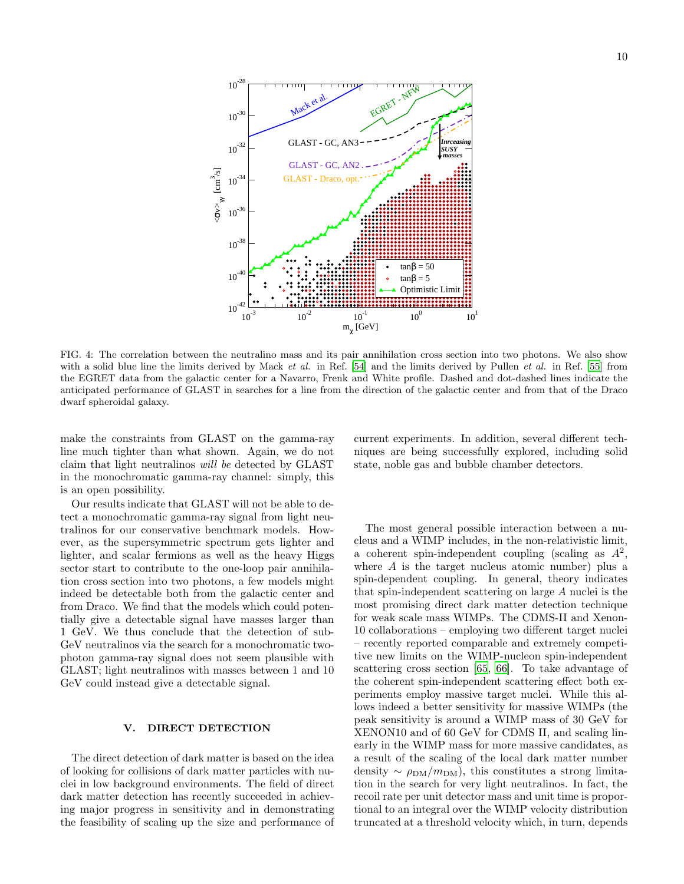FIG. 4: The correlation between the neutralino mass and its pair annihilation cross section into two photons. We also show with a solid blue line the limits derived by Mack *et al.* in Ref. [54] and the limits derived by Pullen *et al.* in Ref. [55] from the EGRET data from the galactic center for a Navarro, Frenk and White profile. Dashed and dot-dashed lines indicate the anticipated performance of GLAST in searches for a line from the direction of the galactic center and from that of the Draco dwarf spheroidal galaxy.

make the constraints from GLAST on the gamma-ray line much tighter than what shown. Again, we do not claim that light neutralinos *will be* detected by GLAST in the monochromatic gamma-ray channel: simply, this is an open possibility.

Our results indicate that GLAST will not be able to detect a monochromatic gamma-ray signal from light neutralinos for our conservative benchmark models. However, as the supersymmetric spectrum gets lighter and lighter, and scalar fermions as well as the heavy Higgs sector start to contribute to the one-loop pair annihilation cross section into two photons, a few models might indeed be detectable both from the galactic center and from Draco. We find that the models which could potentially give a detectable signal have masses larger than 1 GeV. We thus conclude that the detection of sub-GeV neutralinos via the search for a monochromatic two-photon gamma-ray signal does not seem plausible with GLAST; light neutralinos with masses between 1 and 10 GeV could instead give a detectable signal.

## V. DIRECT DETECTION

The direct detection of dark matter is based on the idea of looking for collisions of dark matter particles with nuclei in low background environments. The field of direct dark matter detection has recently succeeded in achieving major progress in sensitivity and in demonstrating the feasibility of scaling up the size and performance of current experiments. In addition, several different techniques are being successfully explored, including solid state, noble gas and bubble chamber detectors.

The most general possible interaction between a nucleus and a WIMP includes, in the non-relativistic limit, a coherent spin-independent coupling (scaling as $A^2$, where $A$ is the target nucleus atomic number) plus a spin-dependent coupling. In general, theory indicates that spin-independent scattering on large $A$ nuclei is the most promising direct dark matter detection technique for weak scale mass WIMPs. The CDMS-II and Xenon-10 collaborations – employing two different target nuclei – recently reported comparable and extremely competitive new limits on the WIMP-nucleon spin-independent scattering cross section [65, 66]. To take advantage of the coherent spin-independent scattering effect both experiments employ massive target nuclei. While this allows indeed a better sensitivity for massive WIMPs (the peak sensitivity is around a WIMP mass of 30 GeV for XENON10 and of 60 GeV for CDMS II, and scaling linearly in the WIMP mass for more massive candidates, as a result of the scaling of the local dark matter number density $\sim \rho_{\rm DM}/m_{\rm DM}$), this constitutes a strong limitation in the search for very light neutralinos. In fact, the recoil rate per unit detector mass and unit time is proportional to an integral over the WIMP velocity distribution truncated at a threshold velocity which, in turn, depends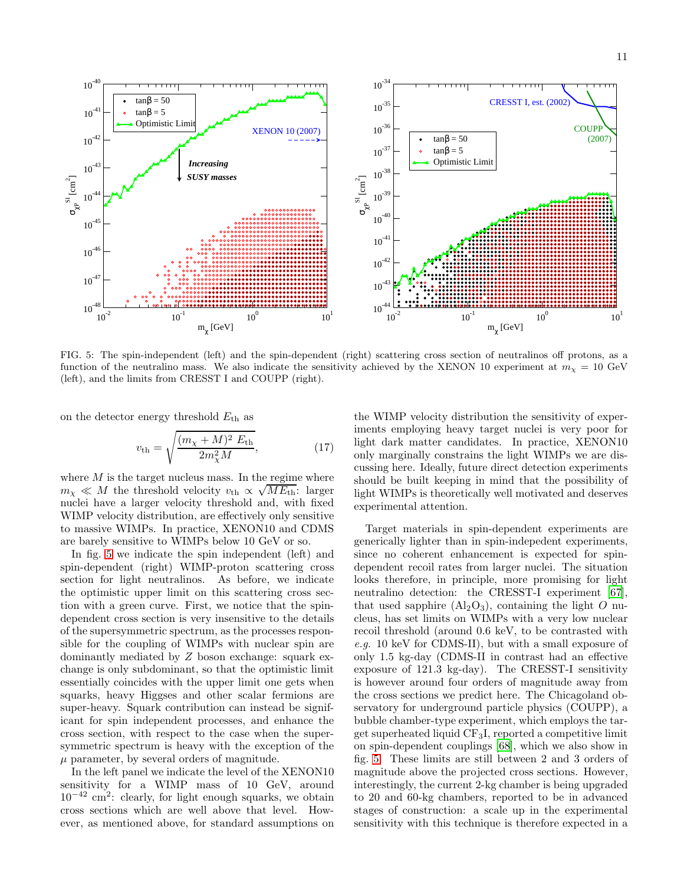FIG. 5: The spin-independent (left) and the spin-dependent (right) scattering cross section of neutralinos off protons, as a function of the neutralino mass. We also indicate the sensitivity achieved by the XENON 10 experiment at $m_\chi = 10$ GeV (left), and the limits from CRESST I and COUPP (right).

on the detector energy threshold $E_{\rm th}$ as

$$v_{\rm th} = \sqrt{\frac{(m_\chi + M)^2\ E_{\rm th}}{2 m_\chi^2 M}}, \tag{17}$$

where $M$ is the target nucleus mass. In the regime where $m_\chi \ll M$ the threshold velocity $v_{\rm th} \propto \sqrt{M E_{\rm th}}$: larger nuclei have a larger velocity threshold and, with fixed WIMP velocity distribution, are effectively only sensitive to massive WIMPs. In practice, XENON10 and CDMS are barely sensitive to WIMPs below 10 GeV or so.

In fig. 5 we indicate the spin independent (left) and spin-dependent (right) WIMP-proton scattering cross section for light neutralinos. As before, we indicate the optimistic upper limit on this scattering cross section with a green curve. First, we notice that the spin-dependent cross section is very insensitive to the details of the supersymmetric spectrum, as the processes responsible for the coupling of WIMPs with nuclear spin are dominantly mediated by $Z$ boson exchange: squark exchange is only subdominant, so that the optimistic limit essentially coincides with the upper limit one gets when squarks, heavy Higgses and other scalar fermions are super-heavy. Squark contribution can instead be significant for spin independent processes, and enhance the cross section, with respect to the case when the supersymmetric spectrum is heavy with the exception of the $\mu$ parameter, by several orders of magnitude.

In the left panel we indicate the level of the XENON10 sensitivity for a WIMP mass of 10 GeV, around $10^{-42}$ cm$^2$: clearly, for light enough squarks, we obtain cross sections which are well above that level. However, as mentioned above, for standard assumptions on the WIMP velocity distribution the sensitivity of experiments employing heavy target nuclei is very poor for light dark matter candidates. In practice, XENON10 only marginally constrains the light WIMPs we are discussing here. Ideally, future direct detection experiments should be built keeping in mind that the possibility of light WIMPs is theoretically well motivated and deserves experimental attention.

Target materials in spin-dependent experiments are generically lighter than in spin-indepedent experiments, since no coherent enhancement is expected for spin-dependent recoil rates from larger nuclei. The situation looks therefore, in principle, more promising for light neutralino detection: the CRESST-I experiment [67], that used sapphire ($Al_2O_3$), containing the light $O$ nucleus, has set limits on WIMPs with a very low nuclear recoil threshold (around 0.6 keV, to be contrasted with *e.g.* 10 keV for CDMS-II), but with a small exposure of only 1.5 kg-day (CDMS-II in contrast had an effective exposure of 121.3 kg-day). The CRESST-I sensitivity is however around four orders of magnitude away from the cross sections we predict here. The Chicagoland observatory for underground particle physics (COUPP), a bubble chamber-type experiment, which employs the target superheated liquid $CF_3I$, reported a competitive limit on spin-dependent couplings [68], which we also show in fig. 5. These limits are still between 2 and 3 orders of magnitude above the projected cross sections. However, interestingly, the current 2-kg chamber is being upgraded to 20 and 60-kg chambers, reported to be in advanced stages of construction: a scale up in the experimental sensitivity with this technique is therefore expected in a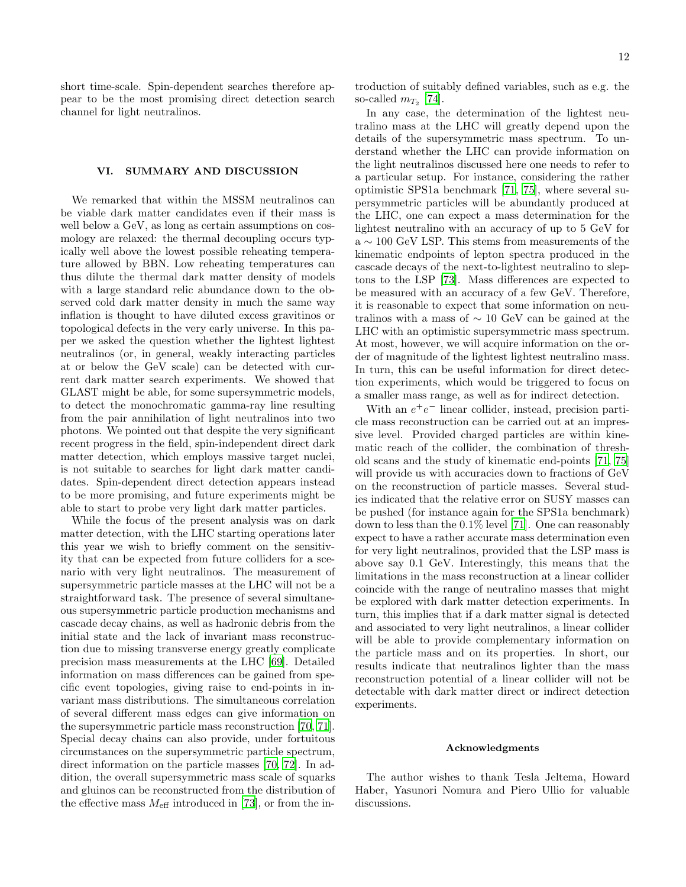short time-scale. Spin-dependent searches therefore appear to be the most promising direct detection search channel for light neutralinos.

## VI. SUMMARY AND DISCUSSION

We remarked that within the MSSM neutralinos can be viable dark matter candidates even if their mass is well below a GeV, as long as certain assumptions on cosmology are relaxed: the thermal decoupling occurs typically well above the lowest possible reheating temperature allowed by BBN. Low reheating temperatures can thus dilute the thermal dark matter density of models with a large standard relic abundance down to the observed cold dark matter density in much the same way inflation is thought to have diluted excess gravitinos or topological defects in the very early universe. In this paper we asked the question whether the lightest lightest neutralinos (or, in general, weakly interacting particles at or below the GeV scale) can be detected with current dark matter search experiments. We showed that GLAST might be able, for some supersymmetric models, to detect the monochromatic gamma-ray line resulting from the pair annihilation of light neutralinos into two photons. We pointed out that despite the very significant recent progress in the field, spin-independent direct dark matter detection, which employs massive target nuclei, is not suitable to searches for light dark matter candidates. Spin-dependent direct detection appears instead to be more promising, and future experiments might be able to start to probe very light dark matter particles.

While the focus of the present analysis was on dark matter detection, with the LHC starting operations later this year we wish to briefly comment on the sensitivity that can be expected from future colliders for a scenario with very light neutralinos. The measurement of supersymmetric particle masses at the LHC will not be a straightforward task. The presence of several simultaneous supersymmetric particle production mechanisms and cascade decay chains, as well as hadronic debris from the initial state and the lack of invariant mass reconstruction due to missing transverse energy greatly complicate precision mass measurements at the LHC [69]. Detailed information on mass differences can be gained from specific event topologies, giving raise to end-points in invariant mass distributions. The simultaneous correlation of several different mass edges can give information on the supersymmetric particle mass reconstruction [70, 71]. Special decay chains can also provide, under fortuitous circumstances on the supersymmetric particle spectrum, direct information on the particle masses [70, 72]. In addition, the overall supersymmetric mass scale of squarks and gluinos can be reconstructed from the distribution of the effective mass $M_{\rm eff}$ introduced in [73], or from the introduction of suitably defined variables, such as e.g. the so-called $m_{T_2}$ [74].

In any case, the determination of the lightest neutralino mass at the LHC will greatly depend upon the details of the supersymmetric mass spectrum. To understand whether the LHC can provide information on the light neutralinos discussed here one needs to refer to a particular setup. For instance, considering the rather optimistic SPS1a benchmark [71, 75], where several supersymmetric particles will be abundantly produced at the LHC, one can expect a mass determination for the lightest neutralino with an accuracy of up to 5 GeV for a $\sim 100$ GeV LSP. This stems from measurements of the kinematic endpoints of lepton spectra produced in the cascade decays of the next-to-lightest neutralino to sleptons to the LSP [73]. Mass differences are expected to be measured with an accuracy of a few GeV. Therefore, it is reasonable to expect that some information on neutralinos with a mass of $\sim 10$ GeV can be gained at the LHC with an optimistic supersymmetric mass spectrum. At most, however, we will acquire information on the order of magnitude of the lightest lightest neutralino mass. In turn, this can be useful information for direct detection experiments, which would be triggered to focus on a smaller mass range, as well as for indirect detection.

With an $e^+e^-$ linear collider, instead, precision particle mass reconstruction can be carried out at an impressive level. Provided charged particles are within kinematic reach of the collider, the combination of threshold scans and the study of kinematic end-points [71, 75] will provide us with accuracies down to fractions of GeV on the reconstruction of particle masses. Several studies indicated that the relative error on SUSY masses can be pushed (for instance again for the SPS1a benchmark) down to less than the 0.1% level [71]. One can reasonably expect to have a rather accurate mass determination even for very light neutralinos, provided that the LSP mass is above say 0.1 GeV. Interestingly, this means that the limitations in the mass reconstruction at a linear collider coincide with the range of neutralino masses that might be explored with dark matter detection experiments. In turn, this implies that if a dark matter signal is detected and associated to very light neutralinos, a linear collider will be able to provide complementary information on the particle mass and on its properties. In short, our results indicate that neutralinos lighter than the mass reconstruction potential of a linear collider will not be detectable with dark matter direct or indirect detection experiments.

### Acknowledgments

The author wishes to thank Tesla Jeltema, Howard Haber, Yasunori Nomura and Piero Ullio for valuable discussions.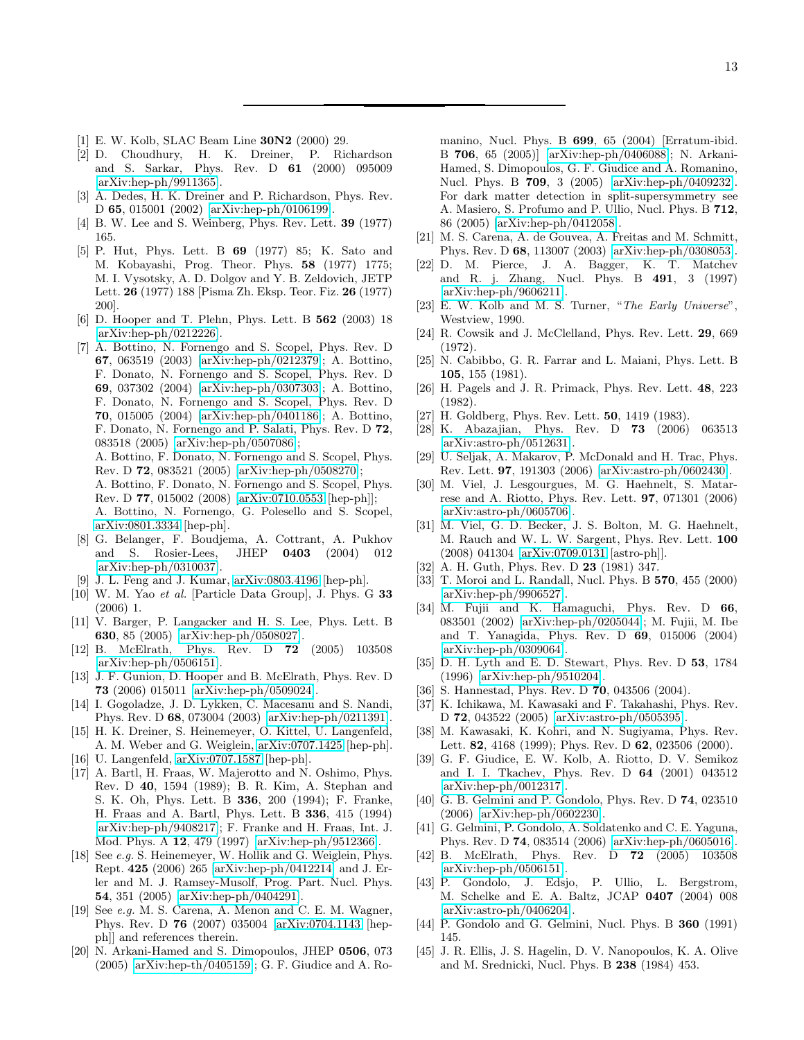---

[1] E. W. Kolb, SLAC Beam Line **30N2** (2000) 29.

[2] D. Choudhury, H. K. Dreiner, P. Richardson and S. Sarkar, Phys. Rev. D **61** (2000) 095009 [arXiv:hep-ph/9911365].

[3] A. Dedes, H. K. Dreiner and P. Richardson, Phys. Rev. D **65**, 015001 (2002) [arXiv:hep-ph/0106199].

[4] B. W. Lee and S. Weinberg, Phys. Rev. Lett. **39** (1977) 165.

[5] P. Hut, Phys. Lett. B **69** (1977) 85; K. Sato and M. Kobayashi, Prog. Theor. Phys. **58** (1977) 1775; M. I. Vysotsky, A. D. Dolgov and Y. B. Zeldovich, JETP Lett. **26** (1977) 188 [Pisma Zh. Eksp. Teor. Fiz. **26** (1977) 200].

[6] D. Hooper and T. Plehn, Phys. Lett. B **562** (2003) 18 [arXiv:hep-ph/0212226].

[7] A. Bottino, N. Fornengo and S. Scopel, Phys. Rev. D **67**, 063519 (2003) [arXiv:hep-ph/0212379]; A. Bottino, F. Donato, N. Fornengo and S. Scopel, Phys. Rev. D **69**, 037302 (2004) [arXiv:hep-ph/0307303]; A. Bottino, F. Donato, N. Fornengo and S. Scopel, Phys. Rev. D **70**, 015005 (2004) [arXiv:hep-ph/0401186]; A. Bottino, F. Donato, N. Fornengo and P. Salati, Phys. Rev. D **72**, 083518 (2005) [arXiv:hep-ph/0507086]; A. Bottino, F. Donato, N. Fornengo and S. Scopel, Phys. Rev. D **72**, 083521 (2005) [arXiv:hep-ph/0508270]; A. Bottino, F. Donato, N. Fornengo and S. Scopel, Phys. Rev. D **77**, 015002 (2008) [arXiv:0710.0553 [hep-ph]]; A. Bottino, N. Fornengo, G. Polesello and S. Scopel, arXiv:0801.3334 [hep-ph].

[8] G. Belanger, F. Boudjema, A. Cottrant, A. Pukhov and S. Rosier-Lees, JHEP **0403** (2004) 012 [arXiv:hep-ph/0310037].

[9] J. L. Feng and J. Kumar, arXiv:0803.4196 [hep-ph].

[10] W. M. Yao *et al.* [Particle Data Group], J. Phys. G **33** (2006) 1.

[11] V. Barger, P. Langacker and H. S. Lee, Phys. Lett. B **630**, 85 (2005) [arXiv:hep-ph/0508027].

[12] B. McElrath, Phys. Rev. D **72** (2005) 103508 [arXiv:hep-ph/0506151].

[13] J. F. Gunion, D. Hooper and B. McElrath, Phys. Rev. D **73** (2006) 015011 [arXiv:hep-ph/0509024].

[14] I. Gogoladze, J. D. Lykken, C. Macesanu and S. Nandi, Phys. Rev. D **68**, 073004 (2003) [arXiv:hep-ph/0211391].

[15] H. K. Dreiner, S. Heinemeyer, O. Kittel, U. Langenfeld, A. M. Weber and G. Weiglein, arXiv:0707.1425 [hep-ph].

[16] U. Langenfeld, arXiv:0707.1587 [hep-ph].

[17] A. Bartl, H. Fraas, W. Majerotto and N. Oshimo, Phys. Rev. D **40**, 1594 (1989); B. R. Kim, A. Stephan and S. K. Oh, Phys. Lett. B **336**, 200 (1994); F. Franke, H. Fraas and A. Bartl, Phys. Lett. B **336**, 415 (1994) [arXiv:hep-ph/9408217]; F. Franke and H. Fraas, Int. J. Mod. Phys. A **12**, 479 (1997) [arXiv:hep-ph/9512366].

[18] See *e.g.* S. Heinemeyer, W. Hollik and G. Weiglein, Phys. Rept. **425** (2006) 265 [arXiv:hep-ph/0412214] and J. Erler and M. J. Ramsey-Musolf, Prog. Part. Nucl. Phys. **54**, 351 (2005) [arXiv:hep-ph/0404291].

[19] See *e.g.* M. S. Carena, A. Menon and C. E. M. Wagner, Phys. Rev. D **76** (2007) 035004 [arXiv:0704.1143 [hep-ph]] and references therein.

[20] N. Arkani-Hamed and S. Dimopoulos, JHEP **0506**, 073 (2005) [arXiv:hep-th/0405159]; G. F. Giudice and A. Romanino, Nucl. Phys. B **699**, 65 (2004) [Erratum-ibid. B **706**, 65 (2005)] [arXiv:hep-ph/0406088]; N. Arkani-Hamed, S. Dimopoulos, G. F. Giudice and A. Romanino, Nucl. Phys. B **709**, 3 (2005) [arXiv:hep-ph/0409232]. For dark matter detection in split-supersymmetry see A. Masiero, S. Profumo and P. Ullio, Nucl. Phys. B **712**, 86 (2005) [arXiv:hep-ph/0412058].

[21] M. S. Carena, A. de Gouvea, A. Freitas and M. Schmitt, Phys. Rev. D **68**, 113007 (2003) [arXiv:hep-ph/0308053].

[22] D. M. Pierce, J. A. Bagger, K. T. Matchev and R. j. Zhang, Nucl. Phys. B **491**, 3 (1997) [arXiv:hep-ph/9606211].

[23] E. W. Kolb and M. S. Turner, "*The Early Universe*", Westview, 1990.

[24] R. Cowsik and J. McClelland, Phys. Rev. Lett. **29**, 669 (1972).

[25] N. Cabibbo, G. R. Farrar and L. Maiani, Phys. Lett. B **105**, 155 (1981).

[26] H. Pagels and J. R. Primack, Phys. Rev. Lett. **48**, 223 (1982).

[27] H. Goldberg, Phys. Rev. Lett. **50**, 1419 (1983).

[28] K. Abazajian, Phys. Rev. D **73** (2006) 063513 [arXiv:astro-ph/0512631].

[29] U. Seljak, A. Makarov, P. McDonald and H. Trac, Phys. Rev. Lett. **97**, 191303 (2006) [arXiv:astro-ph/0602430].

[30] M. Viel, J. Lesgourgues, M. G. Haehnelt, S. Matarrese and A. Riotto, Phys. Rev. Lett. **97**, 071301 (2006) [arXiv:astro-ph/0605706].

[31] M. Viel, G. D. Becker, J. S. Bolton, M. G. Haehnelt, M. Rauch and W. L. W. Sargent, Phys. Rev. Lett. **100** (2008) 041304 [arXiv:0709.0131 [astro-ph]].

[32] A. H. Guth, Phys. Rev. D **23** (1981) 347.

[33] T. Moroi and L. Randall, Nucl. Phys. B **570**, 455 (2000) [arXiv:hep-ph/9906527].

[34] M. Fujii and K. Hamaguchi, Phys. Rev. D **66**, 083501 (2002) [arXiv:hep-ph/0205044]; M. Fujii, M. Ibe and T. Yanagida, Phys. Rev. D **69**, 015006 (2004) [arXiv:hep-ph/0309064].

[35] D. H. Lyth and E. D. Stewart, Phys. Rev. D **53**, 1784 (1996) [arXiv:hep-ph/9510204].

[36] S. Hannestad, Phys. Rev. D **70**, 043506 (2004).

[37] K. Ichikawa, M. Kawasaki and F. Takahashi, Phys. Rev. D **72**, 043522 (2005) [arXiv:astro-ph/0505395].

[38] M. Kawasaki, K. Kohri, and N. Sugiyama, Phys. Rev. Lett. **82**, 4168 (1999); Phys. Rev. D **62**, 023506 (2000).

[39] G. F. Giudice, E. W. Kolb, A. Riotto, D. V. Semikoz and I. I. Tkachev, Phys. Rev. D **64** (2001) 043512 [arXiv:hep-ph/0012317].

[40] G. B. Gelmini and P. Gondolo, Phys. Rev. D **74**, 023510 (2006) [arXiv:hep-ph/0602230].

[41] G. Gelmini, P. Gondolo, A. Soldatenko and C. E. Yaguna, Phys. Rev. D **74**, 083514 (2006) [arXiv:hep-ph/0605016].

[42] B. McElrath, Phys. Rev. D **72** (2005) 103508 [arXiv:hep-ph/0506151].

[43] P. Gondolo, J. Edsjo, P. Ullio, L. Bergstrom, M. Schelke and E. A. Baltz, JCAP **0407** (2004) 008 [arXiv:astro-ph/0406204].

[44] P. Gondolo and G. Gelmini, Nucl. Phys. B **360** (1991) 145.

[45] J. R. Ellis, J. S. Hagelin, D. V. Nanopoulos, K. A. Olive and M. Srednicki, Nucl. Phys. B **238** (1984) 453.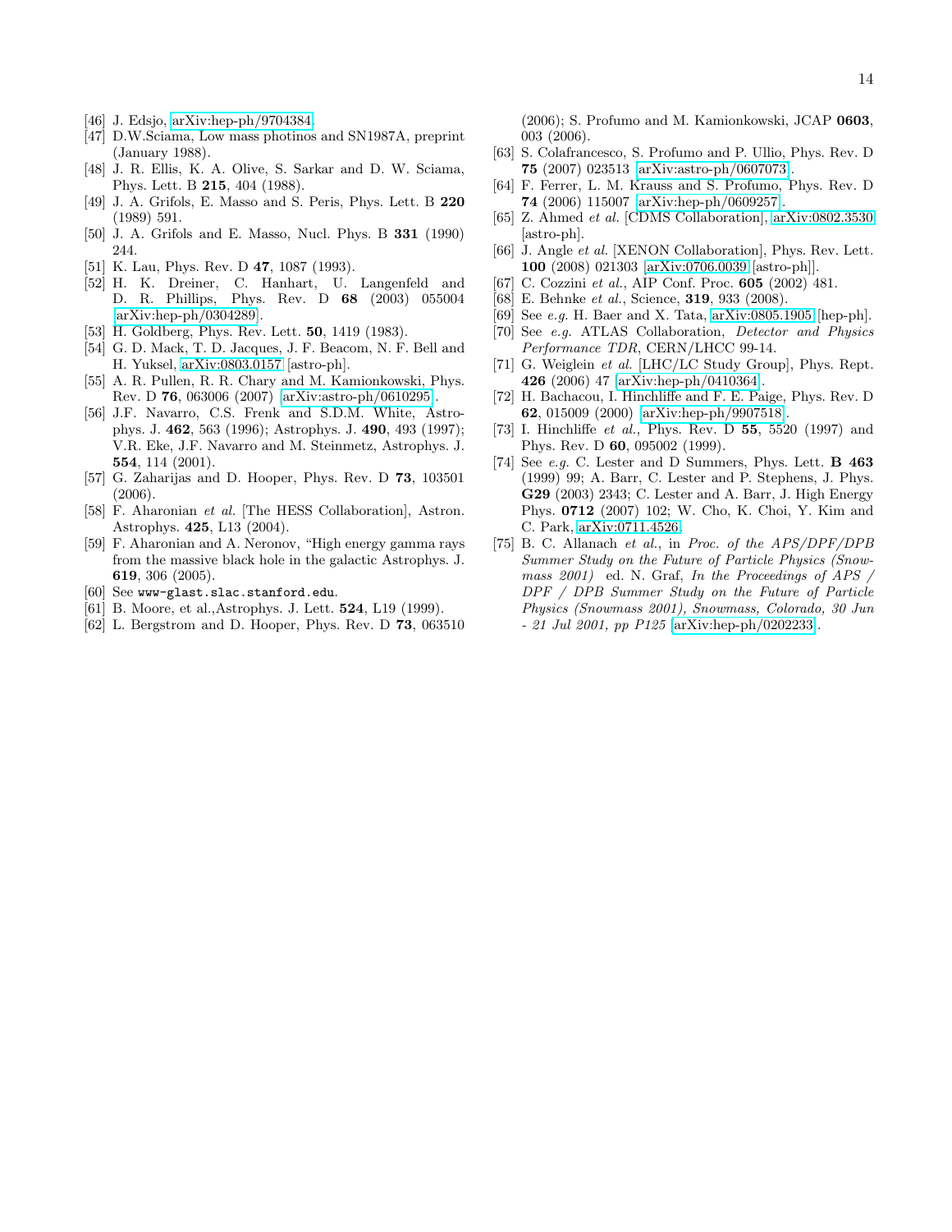[46] J. Edsjo, arXiv:hep-ph/9704384.

[47] D.W.Sciama, Low mass photinos and SN1987A, preprint (January 1988).

[48] J. R. Ellis, K. A. Olive, S. Sarkar and D. W. Sciama, Phys. Lett. B **215**, 404 (1988).

[49] J. A. Grifols, E. Masso and S. Peris, Phys. Lett. B **220** (1989) 591.

[50] J. A. Grifols and E. Masso, Nucl. Phys. B **331** (1990) 244.

[51] K. Lau, Phys. Rev. D **47**, 1087 (1993).

[52] H. K. Dreiner, C. Hanhart, U. Langenfeld and D. R. Phillips, Phys. Rev. D **68** (2003) 055004 [arXiv:hep-ph/0304289].

[53] H. Goldberg, Phys. Rev. Lett. **50**, 1419 (1983).

[54] G. D. Mack, T. D. Jacques, J. F. Beacom, N. F. Bell and H. Yuksel, arXiv:0803.0157 [astro-ph].

[55] A. R. Pullen, R. R. Chary and M. Kamionkowski, Phys. Rev. D **76**, 063006 (2007) [arXiv:astro-ph/0610295].

[56] J.F. Navarro, C.S. Frenk and S.D.M. White, Astrophys. J. **462**, 563 (1996); Astrophys. J. **490**, 493 (1997); V.R. Eke, J.F. Navarro and M. Steinmetz, Astrophys. J. **554**, 114 (2001).

[57] G. Zaharijas and D. Hooper, Phys. Rev. D **73**, 103501 (2006).

[58] F. Aharonian *et al.* [The HESS Collaboration], Astron. Astrophys. **425**, L13 (2004).

[59] F. Aharonian and A. Neronov, "High energy gamma rays from the massive black hole in the galactic Astrophys. J. **619**, 306 (2005).

[60] See `www-glast.slac.stanford.edu`.

[61] B. Moore, et al.,Astrophys. J. Lett. **524**, L19 (1999).

[62] L. Bergstrom and D. Hooper, Phys. Rev. D **73**, 063510 (2006); S. Profumo and M. Kamionkowski, JCAP **0603**, 003 (2006).

[63] S. Colafrancesco, S. Profumo and P. Ullio, Phys. Rev. D **75** (2007) 023513 [arXiv:astro-ph/0607073].

[64] F. Ferrer, L. M. Krauss and S. Profumo, Phys. Rev. D **74** (2006) 115007 [arXiv:hep-ph/0609257].

[65] Z. Ahmed *et al.* [CDMS Collaboration], arXiv:0802.3530 [astro-ph].

[66] J. Angle *et al.* [XENON Collaboration], Phys. Rev. Lett. **100** (2008) 021303 [arXiv:0706.0039 [astro-ph]].

[67] C. Cozzini *et al.*, AIP Conf. Proc. **605** (2002) 481.

[68] E. Behnke *et al.*, Science, **319**, 933 (2008).

[69] See *e.g.* H. Baer and X. Tata, arXiv:0805.1905 [hep-ph].

[70] See *e.g.* ATLAS Collaboration, *Detector and Physics Performance TDR*, CERN/LHCC 99-14.

[71] G. Weiglein *et al.* [LHC/LC Study Group], Phys. Rept. **426** (2006) 47 [arXiv:hep-ph/0410364].

[72] H. Bachacou, I. Hinchliffe and F. E. Paige, Phys. Rev. D **62**, 015009 (2000) [arXiv:hep-ph/9907518].

[73] I. Hinchliffe *et al.*, Phys. Rev. D **55**, 5520 (1997) and Phys. Rev. D **60**, 095002 (1999).

[74] See *e.g.* C. Lester and D Summers, Phys. Lett. **B 463** (1999) 99; A. Barr, C. Lester and P. Stephens, J. Phys. **G29** (2003) 2343; C. Lester and A. Barr, J. High Energy Phys. **0712** (2007) 102; W. Cho, K. Choi, Y. Kim and C. Park, arXiv:0711.4526.

[75] B. C. Allanach *et al.*, in *Proc. of the APS/DPF/DPB Summer Study on the Future of Particle Physics (Snowmass 2001)* ed. N. Graf, *In the Proceedings of APS / DPF / DPB Summer Study on the Future of Particle Physics (Snowmass 2001), Snowmass, Colorado, 30 Jun - 21 Jul 2001, pp P125* [arXiv:hep-ph/0202233].